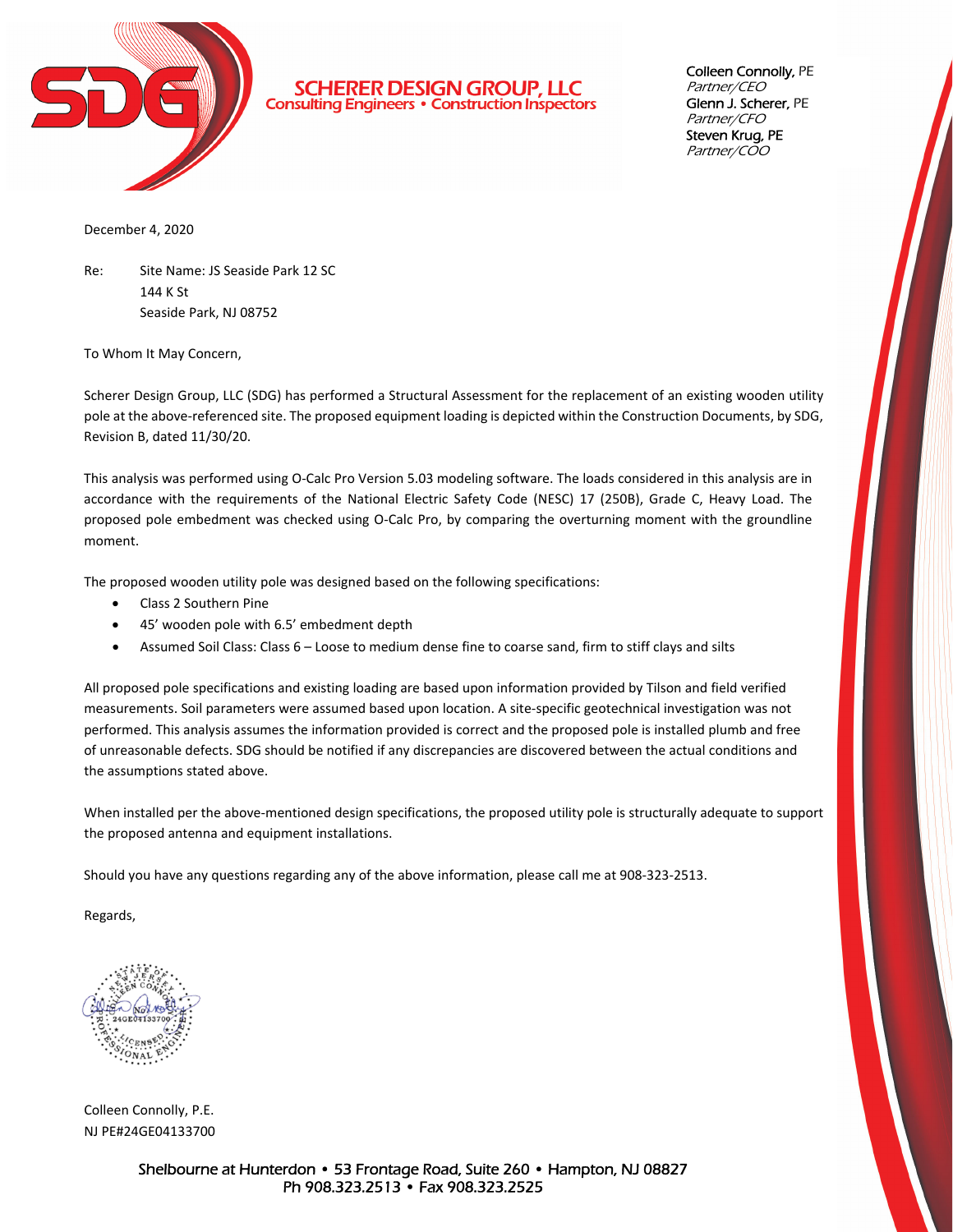# SCHERER DESIGN GROUP, LLC

Consulting Engineers • Construction Inspectors

Colleen Connolly, PE
*Partner/CEO*
Glenn J. Scherer, PE
*Partner/CFO*
Steven Krug, PE
*Partner/COO*

December 4, 2020

Re: Site Name: JS Seaside Park 12 SC
144 K St
Seaside Park, NJ 08752

To Whom It May Concern,

Scherer Design Group, LLC (SDG) has performed a Structural Assessment for the replacement of an existing wooden utility pole at the above-referenced site. The proposed equipment loading is depicted within the Construction Documents, by SDG, Revision B, dated 11/30/20.

This analysis was performed using O-Calc Pro Version 5.03 modeling software. The loads considered in this analysis are in accordance with the requirements of the National Electric Safety Code (NESC) 17 (250B), Grade C, Heavy Load. The proposed pole embedment was checked using O-Calc Pro, by comparing the overturning moment with the groundline moment.

The proposed wooden utility pole was designed based on the following specifications:

- Class 2 Southern Pine
- 45' wooden pole with 6.5' embedment depth
- Assumed Soil Class: Class 6 – Loose to medium dense fine to coarse sand, firm to stiff clays and silts

All proposed pole specifications and existing loading are based upon information provided by Tilson and field verified measurements. Soil parameters were assumed based upon location. A site-specific geotechnical investigation was not performed. This analysis assumes the information provided is correct and the proposed pole is installed plumb and free of unreasonable defects. SDG should be notified if any discrepancies are discovered between the actual conditions and the assumptions stated above.

When installed per the above-mentioned design specifications, the proposed utility pole is structurally adequate to support the proposed antenna and equipment installations.

Should you have any questions regarding any of the above information, please call me at 908-323-2513.

Regards,

Colleen Connolly, P.E.
NJ PE#24GE04133700

Shelbourne at Hunterdon • 53 Frontage Road, Suite 260 • Hampton, NJ 08827
Ph 908.323.2513 • Fax 908.323.2525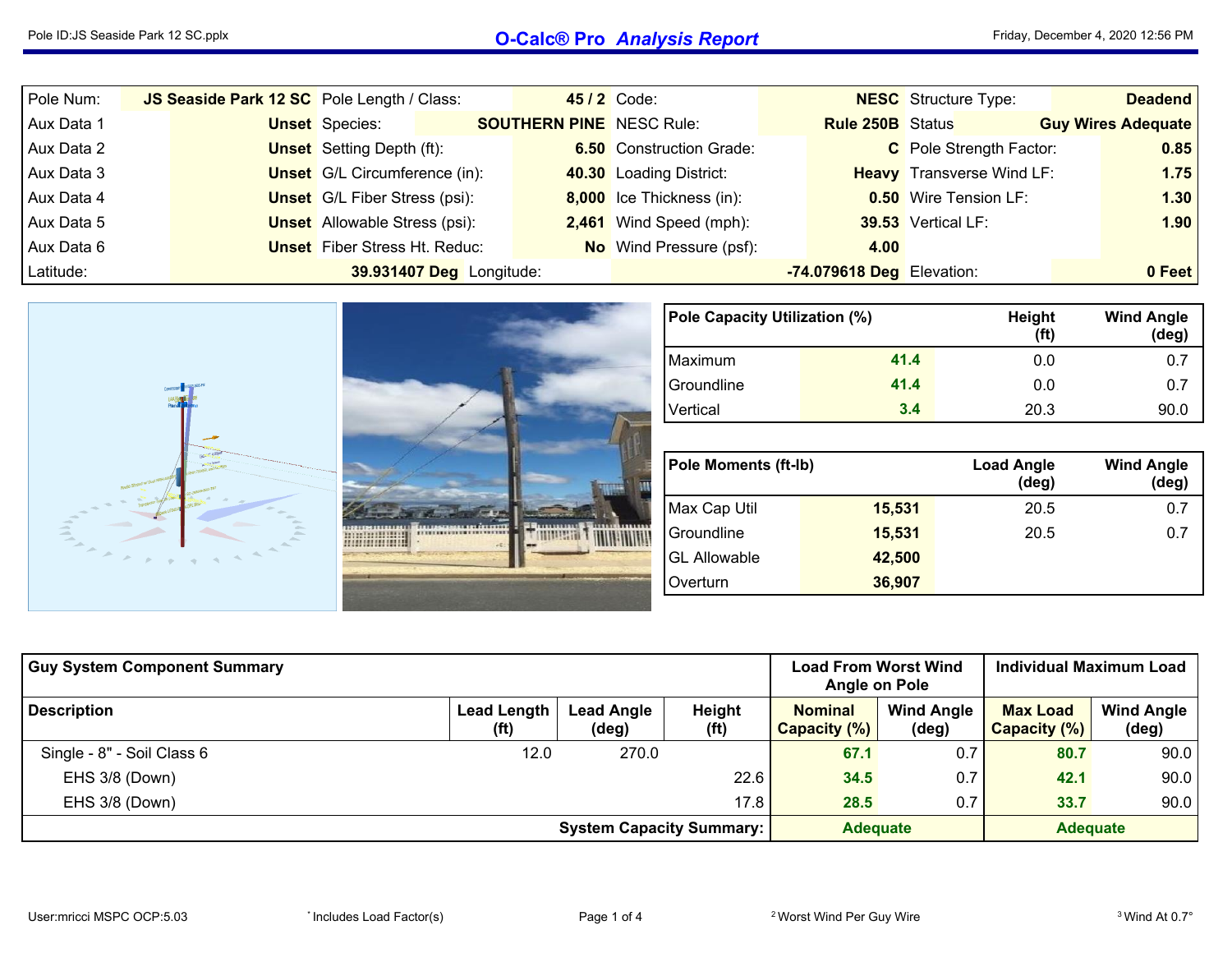| | | | | | | | |
|---|---|---|---|---|---|---|---|
| Pole Num: | **JS Seaside Park 12 SC** | Pole Length / Class: | **45 / 2** | Code: | **NESC** | Structure Type: | **Deadend** |
| Aux Data 1 | **Unset** | Species: | **SOUTHERN PINE** | NESC Rule: | **Rule 250B** | Status | **Guy Wires Adequate** |
| Aux Data 2 | **Unset** | Setting Depth (ft): | **6.50** | Construction Grade: | **C** | Pole Strength Factor: | **0.85** |
| Aux Data 3 | **Unset** | G/L Circumference (in): | **40.30** | Loading District: | **Heavy** | Transverse Wind LF: | **1.75** |
| Aux Data 4 | **Unset** | G/L Fiber Stress (psi): | **8,000** | Ice Thickness (in): | **0.50** | Wire Tension LF: | **1.30** |
| Aux Data 5 | **Unset** | Allowable Stress (psi): | **2,461** | Wind Speed (mph): | **39.53** | Vertical LF: | **1.90** |
| Aux Data 6 | **Unset** | Fiber Stress Ht. Reduc: | **No** | Wind Pressure (psf): | **4.00** | | |
| Latitude: | **39.931407 Deg** | Longitude: | | | **-74.079618 Deg** | Elevation: | **0 Feet** |

| Pole Capacity Utilization (%) | | Height (ft) | Wind Angle (deg) |
|---|---|---|---|
| Maximum | 41.4 | 0.0 | 0.7 |
| Groundline | 41.4 | 0.0 | 0.7 |
| Vertical | 3.4 | 20.3 | 90.0 |

| Pole Moments (ft-lb) | | Load Angle (deg) | Wind Angle (deg) |
|---|---|---|---|
| Max Cap Util | 15,531 | 20.5 | 0.7 |
| Groundline | 15,531 | 20.5 | 0.7 |
| GL Allowable | 42,500 | | |
| Overturn | 36,907 | | |

| Guy System Component Summary | | | | Load From Worst Wind Angle on Pole | | Individual Maximum Load | |
|---|---|---|---|---|---|---|---|
| **Description** | **Lead Length (ft)** | **Lead Angle (deg)** | **Height (ft)** | **Nominal Capacity (%)** | **Wind Angle (deg)** | **Max Load Capacity (%)** | **Wind Angle (deg)** |
| Single - 8" - Soil Class 6 | 12.0 | 270.0 | | 67.1 | 0.7 | 80.7 | 90.0 |
| EHS 3/8 (Down) | | | 22.6 | 34.5 | 0.7 | 42.1 | 90.0 |
| EHS 3/8 (Down) | | | 17.8 | 28.5 | 0.7 | 33.7 | 90.0 |
| | | | **System Capacity Summary:** | **Adequate** | | **Adequate** | |

User:mricci MSPC OCP:5.03 — * Includes Load Factor(s) — [2] Worst Wind Per Guy Wire — [3] Wind At 0.7°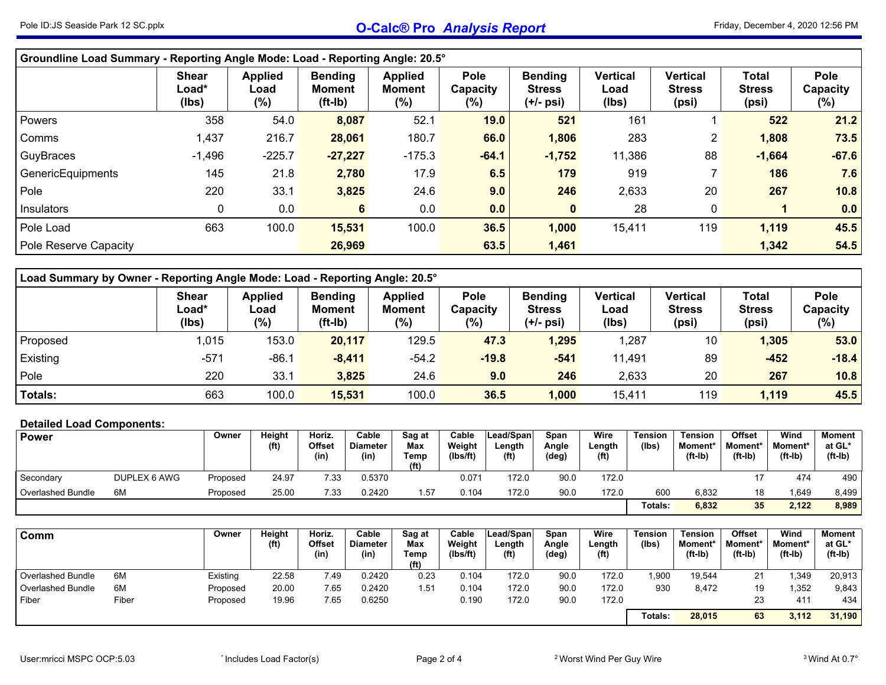## Groundline Load Summary - Reporting Angle Mode: Load - Reporting Angle: 20.5°

| | Shear Load* (lbs) | Applied Load (%) | Bending Moment (ft-lb) | Applied Moment (%) | Pole Capacity (%) | Bending Stress (+/- psi) | Vertical Load (lbs) | Vertical Stress (psi) | Total Stress (psi) | Pole Capacity (%) |
|---|---|---|---|---|---|---|---|---|---|---|
| Powers | 358 | 54.0 | **8,087** | 52.1 | **19.0** | **521** | 161 | 1 | **522** | **21.2** |
| Comms | 1,437 | 216.7 | **28,061** | 180.7 | **66.0** | **1,806** | 283 | 2 | **1,808** | **73.5** |
| GuyBraces | -1,496 | -225.7 | **-27,227** | -175.3 | **-64.1** | **-1,752** | 11,386 | 88 | **-1,664** | **-67.6** |
| GenericEquipments | 145 | 21.8 | **2,780** | 17.9 | **6.5** | **179** | 919 | 7 | **186** | **7.6** |
| Pole | 220 | 33.1 | **3,825** | 24.6 | **9.0** | **246** | 2,633 | 20 | **267** | **10.8** |
| Insulators | 0 | 0.0 | **6** | 0.0 | **0.0** | **0** | 28 | 0 | **1** | **0.0** |
| Pole Load | 663 | 100.0 | **15,531** | 100.0 | **36.5** | **1,000** | 15,411 | 119 | **1,119** | **45.5** |
| Pole Reserve Capacity | | | **26,969** | | **63.5** | **1,461** | | | **1,342** | **54.5** |

## Load Summary by Owner - Reporting Angle Mode: Load - Reporting Angle: 20.5°

| | Shear Load* (lbs) | Applied Load (%) | Bending Moment (ft-lb) | Applied Moment (%) | Pole Capacity (%) | Bending Stress (+/- psi) | Vertical Load (lbs) | Vertical Stress (psi) | Total Stress (psi) | Pole Capacity (%) |
|---|---|---|---|---|---|---|---|---|---|---|
| Proposed | 1,015 | 153.0 | **20,117** | 129.5 | **47.3** | **1,295** | 1,287 | 10 | **1,305** | **53.0** |
| Existing | -571 | -86.1 | **-8,411** | -54.2 | **-19.8** | **-541** | 11,491 | 89 | **-452** | **-18.4** |
| Pole | 220 | 33.1 | **3,825** | 24.6 | **9.0** | **246** | 2,633 | 20 | **267** | **10.8** |
| **Totals:** | 663 | 100.0 | **15,531** | 100.0 | **36.5** | **1,000** | 15,411 | 119 | **1,119** | **45.5** |

## Detailed Load Components:

| Power | | Owner | Height (ft) | Horiz. Offset (in) | Cable Diameter (in) | Sag at Max Temp (ft) | Cable Weight (lbs/ft) | Lead/Span Length (ft) | Span Angle (deg) | Wire Length (ft) | Tension (lbs) | Tension Moment* (ft-lb) | Offset Moment* (ft-lb) | Wind Moment* (ft-lb) | Moment at GL* (ft-lb) |
|---|---|---|---|---|---|---|---|---|---|---|---|---|---|---|---|
| Secondary | DUPLEX 6 AWG | Proposed | 24.97 | 7.33 | 0.5370 | | 0.071 | 172.0 | 90.0 | 172.0 | | | 17 | 474 | 490 |
| Overlashed Bundle | 6M | Proposed | 25.00 | 7.33 | 0.2420 | 1.57 | 0.104 | 172.0 | 90.0 | 172.0 | 600 | 6,832 | 18 | 1,649 | 8,499 |
| | | | | | | | | | | | **Totals:** | **6,832** | **35** | **2,122** | **8,989** |

| Comm | | Owner | Height (ft) | Horiz. Offset (in) | Cable Diameter (in) | Sag at Max Temp (ft) | Cable Weight (lbs/ft) | Lead/Span Length (ft) | Span Angle (deg) | Wire Length (ft) | Tension (lbs) | Tension Moment* (ft-lb) | Offset Moment* (ft-lb) | Wind Moment* (ft-lb) | Moment at GL* (ft-lb) |
|---|---|---|---|---|---|---|---|---|---|---|---|---|---|---|---|
| Overlashed Bundle | 6M | Existing | 22.58 | 7.49 | 0.2420 | 0.23 | 0.104 | 172.0 | 90.0 | 172.0 | 1,900 | 19,544 | 21 | 1,349 | 20,913 |
| Overlashed Bundle | 6M | Proposed | 20.00 | 7.65 | 0.2420 | 1.51 | 0.104 | 172.0 | 90.0 | 172.0 | 930 | 8,472 | 19 | 1,352 | 9,843 |
| Fiber | Fiber | Proposed | 19.96 | 7.65 | 0.6250 | | 0.190 | 172.0 | 90.0 | 172.0 | | | 23 | 411 | 434 |
| | | | | | | | | | | | **Totals:** | **28,015** | **63** | **3,112** | **31,190** |

User:mricci MSPC OCP:5.03

* Includes Load Factor(s)

[2] Worst Wind Per Guy Wire

[3] Wind At 0.7°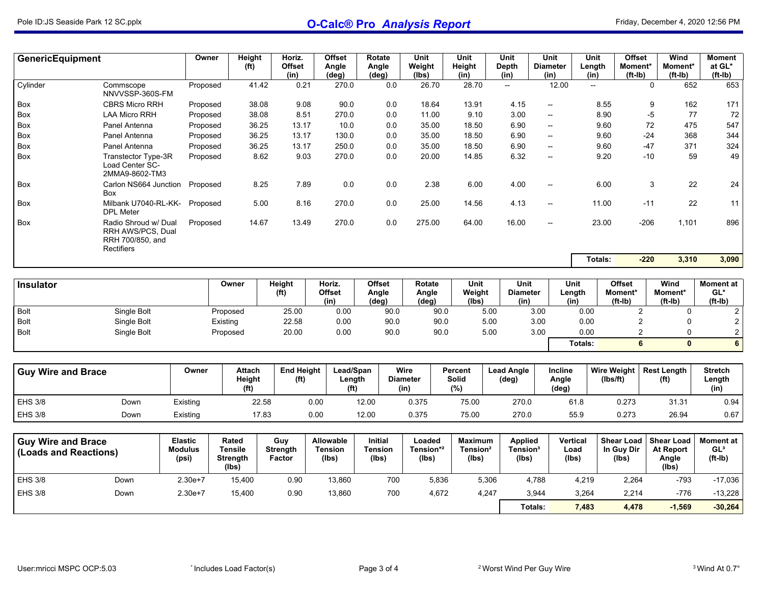| GenericEquipment | | Owner | Height (ft) | Horiz. Offset (in) | Offset Angle (deg) | Rotate Angle (deg) | Unit Weight (lbs) | Unit Height (in) | Unit Depth (in) | Unit Diameter (in) | Unit Length (in) | Offset Moment* (ft-lb) | Wind Moment* (ft-lb) | Moment at GL* (ft-lb) |
|---|---|---|---|---|---|---|---|---|---|---|---|---|---|---|
| Cylinder | Commscope NNVVSSP-360S-FM | Proposed | 41.42 | 0.21 | 270.0 | 0.0 | 26.70 | 28.70 | -- | 12.00 | -- | 0 | 652 | 653 |
| Box | CBRS Micro RRH | Proposed | 38.08 | 9.08 | 90.0 | 0.0 | 18.64 | 13.91 | 4.15 | -- | 8.55 | 9 | 162 | 171 |
| Box | LAA Micro RRH | Proposed | 38.08 | 8.51 | 270.0 | 0.0 | 11.00 | 9.10 | 3.00 | -- | 8.90 | -5 | 77 | 72 |
| Box | Panel Antenna | Proposed | 36.25 | 13.17 | 10.0 | 0.0 | 35.00 | 18.50 | 6.90 | -- | 9.60 | 72 | 475 | 547 |
| Box | Panel Antenna | Proposed | 36.25 | 13.17 | 130.0 | 0.0 | 35.00 | 18.50 | 6.90 | -- | 9.60 | -24 | 368 | 344 |
| Box | Panel Antenna | Proposed | 36.25 | 13.17 | 250.0 | 0.0 | 35.00 | 18.50 | 6.90 | -- | 9.60 | -47 | 371 | 324 |
| Box | Transtector Type-3R Load Center SC-2MMA9-8602-TM3 | Proposed | 8.62 | 9.03 | 270.0 | 0.0 | 20.00 | 14.85 | 6.32 | -- | 9.20 | -10 | 59 | 49 |
| Box | Carlon NS664 Junction Box | Proposed | 8.25 | 7.89 | 0.0 | 0.0 | 2.38 | 6.00 | 4.00 | -- | 6.00 | 3 | 22 | 24 |
| Box | Milbank U7040-RL-KK-DPL Meter | Proposed | 5.00 | 8.16 | 270.0 | 0.0 | 25.00 | 14.56 | 4.13 | -- | 11.00 | -11 | 22 | 11 |
| Box | Radio Shroud w/ Dual RRH AWS/PCS, Dual RRH 700/850, and Rectifiers | Proposed | 14.67 | 13.49 | 270.0 | 0.0 | 275.00 | 64.00 | 16.00 | -- | 23.00 | -206 | 1,101 | 896 |
| | | | | | | | | | | | **Totals:** | **-220** | **3,310** | **3,090** |

| Insulator | | Owner | Height (ft) | Horiz. Offset (in) | Offset Angle (deg) | Rotate Angle (deg) | Unit Weight (lbs) | Unit Diameter (in) | Unit Length (in) | Offset Moment* (ft-lb) | Wind Moment* (ft-lb) | Moment at GL* (ft-lb) |
|---|---|---|---|---|---|---|---|---|---|---|---|---|
| Bolt | Single Bolt | Proposed | 25.00 | 0.00 | 90.0 | 90.0 | 5.00 | 3.00 | 0.00 | 2 | 0 | 2 |
| Bolt | Single Bolt | Existing | 22.58 | 0.00 | 90.0 | 90.0 | 5.00 | 3.00 | 0.00 | 2 | 0 | 2 |
| Bolt | Single Bolt | Proposed | 20.00 | 0.00 | 90.0 | 90.0 | 5.00 | 3.00 | 0.00 | 2 | 0 | 2 |
| | | | | | | | | | **Totals:** | **6** | **0** | **6** |

| Guy Wire and Brace | | Owner | Attach Height (ft) | End Height (ft) | Lead/Span Length (ft) | Wire Diameter (in) | Percent Solid (%) | Lead Angle (deg) | Incline Angle (deg) | Wire Weight (lbs/ft) | Rest Length (ft) | Stretch Length (in) |
|---|---|---|---|---|---|---|---|---|---|---|---|---|
| EHS 3/8 | Down | Existing | 22.58 | 0.00 | 12.00 | 0.375 | 75.00 | 270.0 | 61.8 | 0.273 | 31.31 | 0.94 |
| EHS 3/8 | Down | Existing | 17.83 | 0.00 | 12.00 | 0.375 | 75.00 | 270.0 | 55.9 | 0.273 | 26.94 | 0.67 |

| Guy Wire and Brace (Loads and Reactions) | | Elastic Modulus (psi) | Rated Tensile Strength (lbs) | Guy Strength Factor | Allowable Tension (lbs) | Initial Tension (lbs) | Loaded Tension*[2] (lbs) | Maximum Tension[2] (lbs) | Applied Tension[3] (lbs) | Vertical Load (lbs) | Shear Load In Guy Dir (lbs) | Shear Load At Report Angle (lbs) | Moment at GL[3] (ft-lb) |
|---|---|---|---|---|---|---|---|---|---|---|---|---|---|
| EHS 3/8 | Down | 2.30e+7 | 15,400 | 0.90 | 13,860 | 700 | 5,836 | 5,306 | 4,788 | 4,219 | 2,264 | -793 | -17,036 |
| EHS 3/8 | Down | 2.30e+7 | 15,400 | 0.90 | 13,860 | 700 | 4,672 | 4,247 | 3,944 | 3,264 | 2,214 | -776 | -13,228 |
| | | | | | | | | | **Totals:** | **7,483** | **4,478** | **-1,569** | **-30,264** |

User:mricci MSPC OCP:5.03

* Includes Load Factor(s)

[2] Worst Wind Per Guy Wire

[3] Wind At 0.7°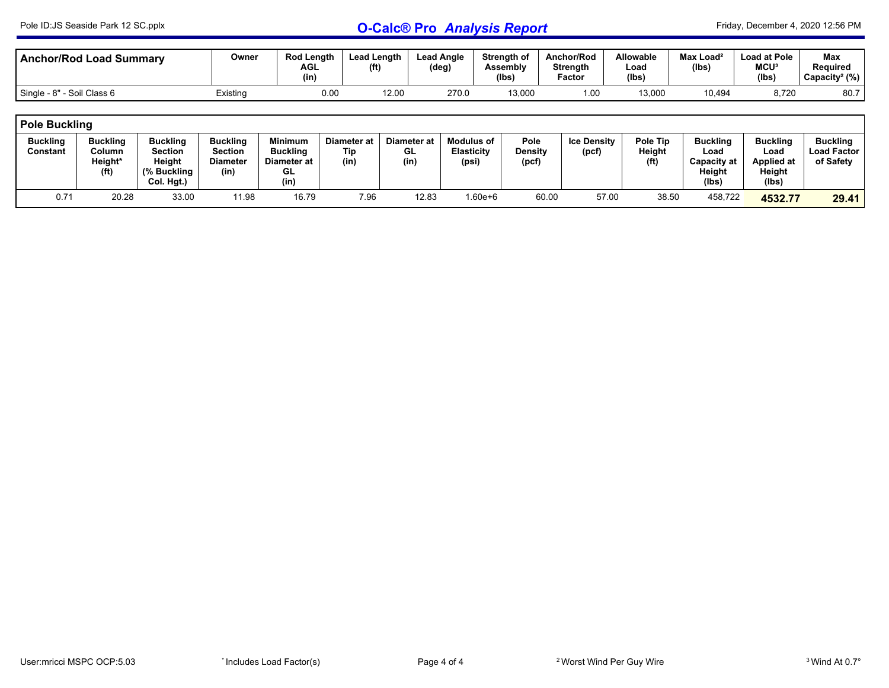## Anchor/Rod Load Summary

| Anchor/Rod Load Summary | Owner | Rod Length AGL (in) | Lead Length (ft) | Lead Angle (deg) | Strength of Assembly (lbs) | Anchor/Rod Strength Factor | Allowable Load (lbs) | Max Load[2] (lbs) | Load at Pole MCU[3] (lbs) | Max Required Capacity[2] (%) |
|---|---|---|---|---|---|---|---|---|---|---|
| Single - 8" - Soil Class 6 | Existing | 0.00 | 12.00 | 270.0 | 13,000 | 1.00 | 13,000 | 10,494 | 8,720 | 80.7 |

## Pole Buckling

| Buckling Constant | Buckling Column Height* (ft) | Buckling Section Height (% Buckling Col. Hgt.) | Buckling Section Diameter (in) | Minimum Buckling Diameter at GL (in) | Diameter at Tip (in) | Diameter at GL (in) | Modulus of Elasticity (psi) | Pole Density (pcf) | Ice Density (pcf) | Pole Tip Height (ft) | Buckling Load Capacity at Height (lbs) | Buckling Load Applied at Height (lbs) | Buckling Load Factor of Safety |
|---|---|---|---|---|---|---|---|---|---|---|---|---|---|
| 0.71 | 20.28 | 33.00 | 11.98 | 16.79 | 7.96 | 12.83 | 1.60e+6 | 60.00 | 57.00 | 38.50 | 458,722 | **4532.77** | **29.41** |

* Includes Load Factor(s)

[2] Worst Wind Per Guy Wire

[3] Wind At 0.7°